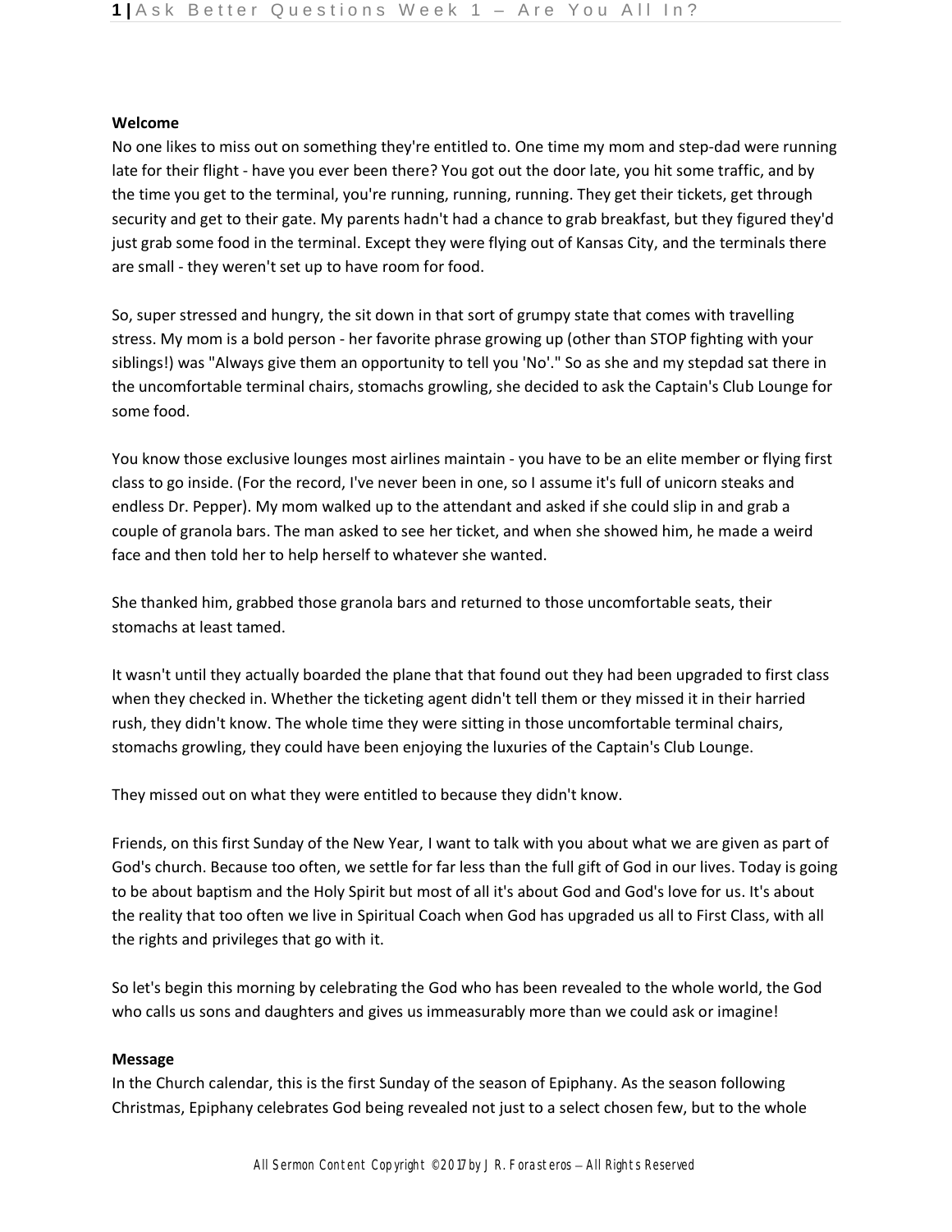**Welcome**

No one likes to miss out on something they're entitled to. One time my mom and step-dad were running late for their flight - have you ever been there? You got out the door late, you hit some traffic, and by the time you get to the terminal, you're running, running, running. They get their tickets, get through security and get to their gate. My parents hadn't had a chance to grab breakfast, but they figured they'd just grab some food in the terminal. Except they were flying out of Kansas City, and the terminals there are small - they weren't set up to have room for food.

So, super stressed and hungry, the sit down in that sort of grumpy state that comes with travelling stress. My mom is a bold person - her favorite phrase growing up (other than STOP fighting with your siblings!) was "Always give them an opportunity to tell you 'No'." So as she and my stepdad sat there in the uncomfortable terminal chairs, stomachs growling, she decided to ask the Captain's Club Lounge for some food.

You know those exclusive lounges most airlines maintain - you have to be an elite member or flying first class to go inside. (For the record, I've never been in one, so I assume it's full of unicorn steaks and endless Dr. Pepper). My mom walked up to the attendant and asked if she could slip in and grab a couple of granola bars. The man asked to see her ticket, and when she showed him, he made a weird face and then told her to help herself to whatever she wanted.

She thanked him, grabbed those granola bars and returned to those uncomfortable seats, their stomachs at least tamed.

It wasn't until they actually boarded the plane that that found out they had been upgraded to first class when they checked in. Whether the ticketing agent didn't tell them or they missed it in their harried rush, they didn't know. The whole time they were sitting in those uncomfortable terminal chairs, stomachs growling, they could have been enjoying the luxuries of the Captain's Club Lounge.

They missed out on what they were entitled to because they didn't know.

Friends, on this first Sunday of the New Year, I want to talk with you about what we are given as part of God's church. Because too often, we settle for far less than the full gift of God in our lives. Today is going to be about baptism and the Holy Spirit but most of all it's about God and God's love for us. It's about the reality that too often we live in Spiritual Coach when God has upgraded us all to First Class, with all the rights and privileges that go with it.

So let's begin this morning by celebrating the God who has been revealed to the whole world, the God who calls us sons and daughters and gives us immeasurably more than we could ask or imagine!

**Message**

In the Church calendar, this is the first Sunday of the season of Epiphany. As the season following Christmas, Epiphany celebrates God being revealed not just to a select chosen few, but to the whole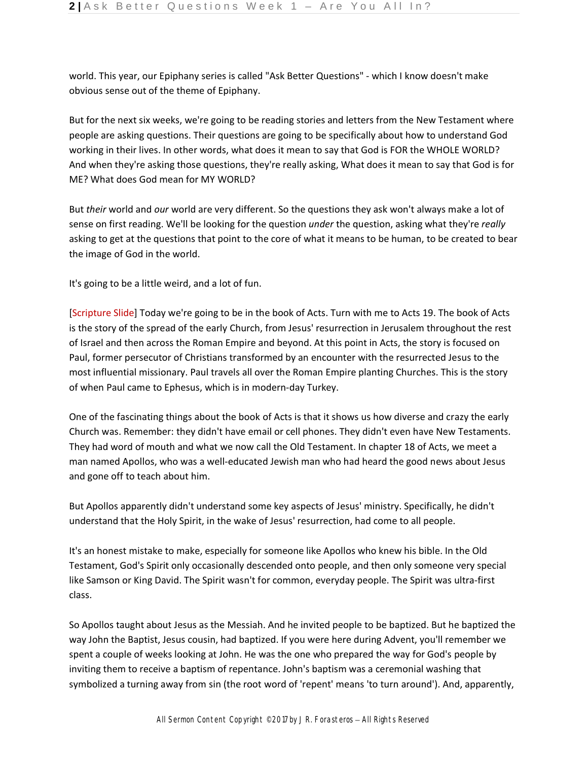world. This year, our Epiphany series is called "Ask Better Questions" - which I know doesn't make obvious sense out of the theme of Epiphany.

But for the next six weeks, we're going to be reading stories and letters from the New Testament where people are asking questions. Their questions are going to be specifically about how to understand God working in their lives. In other words, what does it mean to say that God is FOR the WHOLE WORLD? And when they're asking those questions, they're really asking, What does it mean to say that God is for ME? What does God mean for MY WORLD?

But *their* world and *our* world are very different. So the questions they ask won't always make a lot of sense on first reading. We'll be looking for the question *under* the question, asking what they're *really* asking to get at the questions that point to the core of what it means to be human, to be created to bear the image of God in the world.

It's going to be a little weird, and a lot of fun.

[Scripture Slide] Today we're going to be in the book of Acts. Turn with me to Acts 19. The book of Acts is the story of the spread of the early Church, from Jesus' resurrection in Jerusalem throughout the rest of Israel and then across the Roman Empire and beyond. At this point in Acts, the story is focused on Paul, former persecutor of Christians transformed by an encounter with the resurrected Jesus to the most influential missionary. Paul travels all over the Roman Empire planting Churches. This is the story of when Paul came to Ephesus, which is in modern-day Turkey.

One of the fascinating things about the book of Acts is that it shows us how diverse and crazy the early Church was. Remember: they didn't have email or cell phones. They didn't even have New Testaments. They had word of mouth and what we now call the Old Testament. In chapter 18 of Acts, we meet a man named Apollos, who was a well-educated Jewish man who had heard the good news about Jesus and gone off to teach about him.

But Apollos apparently didn't understand some key aspects of Jesus' ministry. Specifically, he didn't understand that the Holy Spirit, in the wake of Jesus' resurrection, had come to all people.

It's an honest mistake to make, especially for someone like Apollos who knew his bible. In the Old Testament, God's Spirit only occasionally descended onto people, and then only someone very special like Samson or King David. The Spirit wasn't for common, everyday people. The Spirit was ultra-first class.

So Apollos taught about Jesus as the Messiah. And he invited people to be baptized. But he baptized the way John the Baptist, Jesus cousin, had baptized. If you were here during Advent, you'll remember we spent a couple of weeks looking at John. He was the one who prepared the way for God's people by inviting them to receive a baptism of repentance. John's baptism was a ceremonial washing that symbolized a turning away from sin (the root word of 'repent' means 'to turn around'). And, apparently,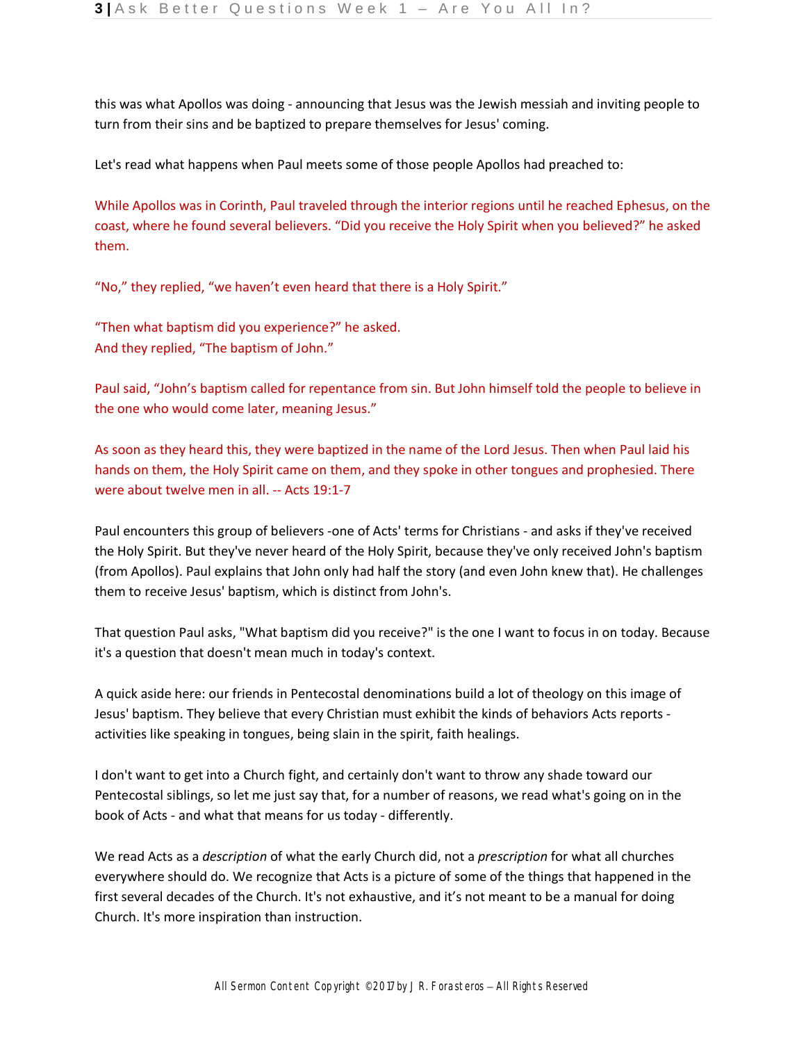this was what Apollos was doing - announcing that Jesus was the Jewish messiah and inviting people to turn from their sins and be baptized to prepare themselves for Jesus' coming.

Let's read what happens when Paul meets some of those people Apollos had preached to:

While Apollos was in Corinth, Paul traveled through the interior regions until he reached Ephesus, on the coast, where he found several believers. “Did you receive the Holy Spirit when you believed?” he asked them.

“No,” they replied, “we haven’t even heard that there is a Holy Spirit.”

“Then what baptism did you experience?” he asked.
And they replied, “The baptism of John.”

Paul said, “John’s baptism called for repentance from sin. But John himself told the people to believe in the one who would come later, meaning Jesus.”

As soon as they heard this, they were baptized in the name of the Lord Jesus. Then when Paul laid his hands on them, the Holy Spirit came on them, and they spoke in other tongues and prophesied. There were about twelve men in all. -- Acts 19:1-7

Paul encounters this group of believers -one of Acts' terms for Christians - and asks if they've received the Holy Spirit. But they've never heard of the Holy Spirit, because they've only received John's baptism (from Apollos). Paul explains that John only had half the story (and even John knew that). He challenges them to receive Jesus' baptism, which is distinct from John's.

That question Paul asks, "What baptism did you receive?" is the one I want to focus in on today. Because it's a question that doesn't mean much in today's context.

A quick aside here: our friends in Pentecostal denominations build a lot of theology on this image of Jesus' baptism. They believe that every Christian must exhibit the kinds of behaviors Acts reports - activities like speaking in tongues, being slain in the spirit, faith healings.

I don't want to get into a Church fight, and certainly don't want to throw any shade toward our Pentecostal siblings, so let me just say that, for a number of reasons, we read what's going on in the book of Acts - and what that means for us today - differently.

We read Acts as a *description* of what the early Church did, not a *prescription* for what all churches everywhere should do. We recognize that Acts is a picture of some of the things that happened in the first several decades of the Church. It's not exhaustive, and it’s not meant to be a manual for doing Church. It's more inspiration than instruction.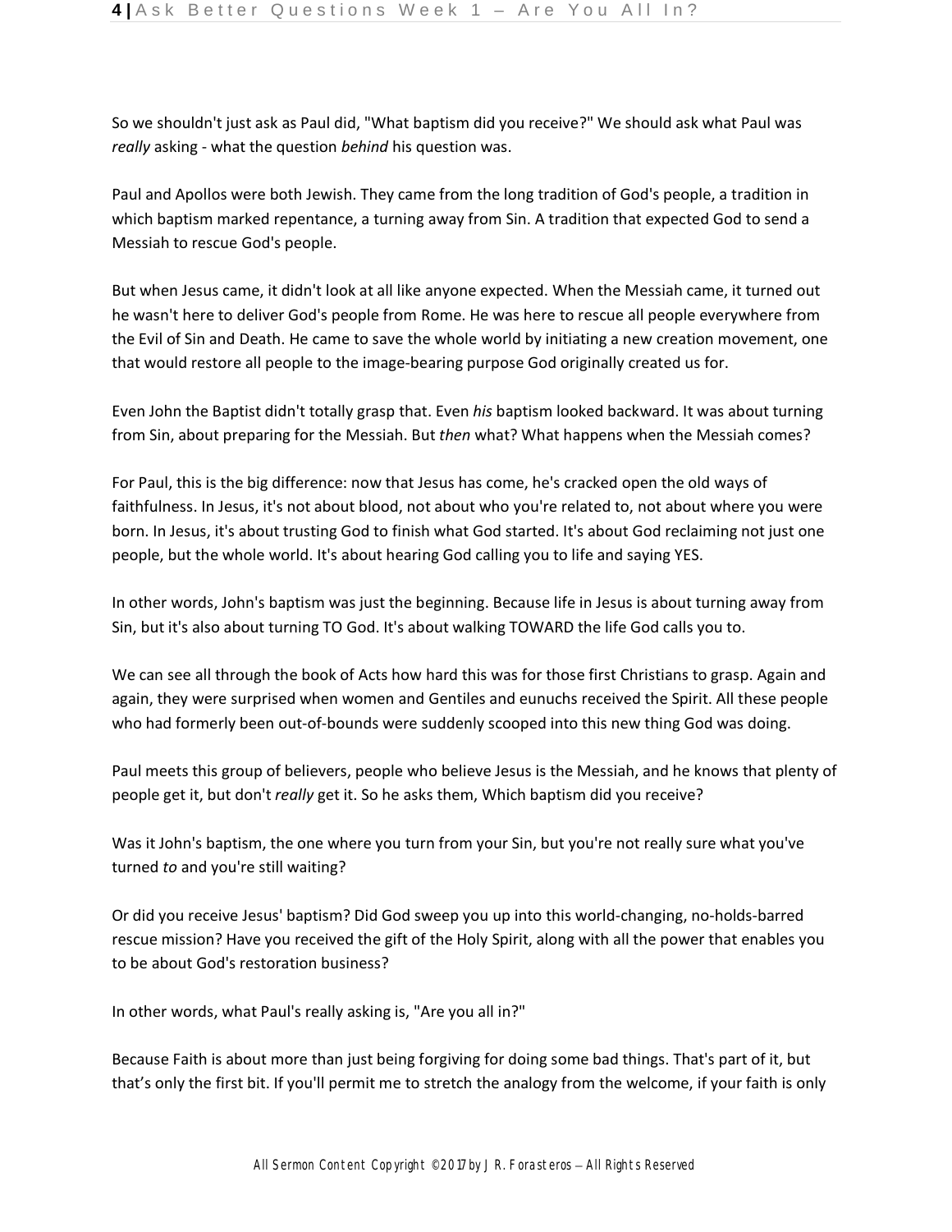So we shouldn't just ask as Paul did, "What baptism did you receive?" We should ask what Paul was *really* asking - what the question *behind* his question was.

Paul and Apollos were both Jewish. They came from the long tradition of God's people, a tradition in which baptism marked repentance, a turning away from Sin. A tradition that expected God to send a Messiah to rescue God's people.

But when Jesus came, it didn't look at all like anyone expected. When the Messiah came, it turned out he wasn't here to deliver God's people from Rome. He was here to rescue all people everywhere from the Evil of Sin and Death. He came to save the whole world by initiating a new creation movement, one that would restore all people to the image-bearing purpose God originally created us for.

Even John the Baptist didn't totally grasp that. Even *his* baptism looked backward. It was about turning from Sin, about preparing for the Messiah. But *then* what? What happens when the Messiah comes?

For Paul, this is the big difference: now that Jesus has come, he's cracked open the old ways of faithfulness. In Jesus, it's not about blood, not about who you're related to, not about where you were born. In Jesus, it's about trusting God to finish what God started. It's about God reclaiming not just one people, but the whole world. It's about hearing God calling you to life and saying YES.

In other words, John's baptism was just the beginning. Because life in Jesus is about turning away from Sin, but it's also about turning TO God. It's about walking TOWARD the life God calls you to.

We can see all through the book of Acts how hard this was for those first Christians to grasp. Again and again, they were surprised when women and Gentiles and eunuchs received the Spirit. All these people who had formerly been out-of-bounds were suddenly scooped into this new thing God was doing.

Paul meets this group of believers, people who believe Jesus is the Messiah, and he knows that plenty of people get it, but don't *really* get it. So he asks them, Which baptism did you receive?

Was it John's baptism, the one where you turn from your Sin, but you're not really sure what you've turned *to* and you're still waiting?

Or did you receive Jesus' baptism? Did God sweep you up into this world-changing, no-holds-barred rescue mission? Have you received the gift of the Holy Spirit, along with all the power that enables you to be about God's restoration business?

In other words, what Paul's really asking is, "Are you all in?"

Because Faith is about more than just being forgiving for doing some bad things. That's part of it, but that's only the first bit. If you'll permit me to stretch the analogy from the welcome, if your faith is only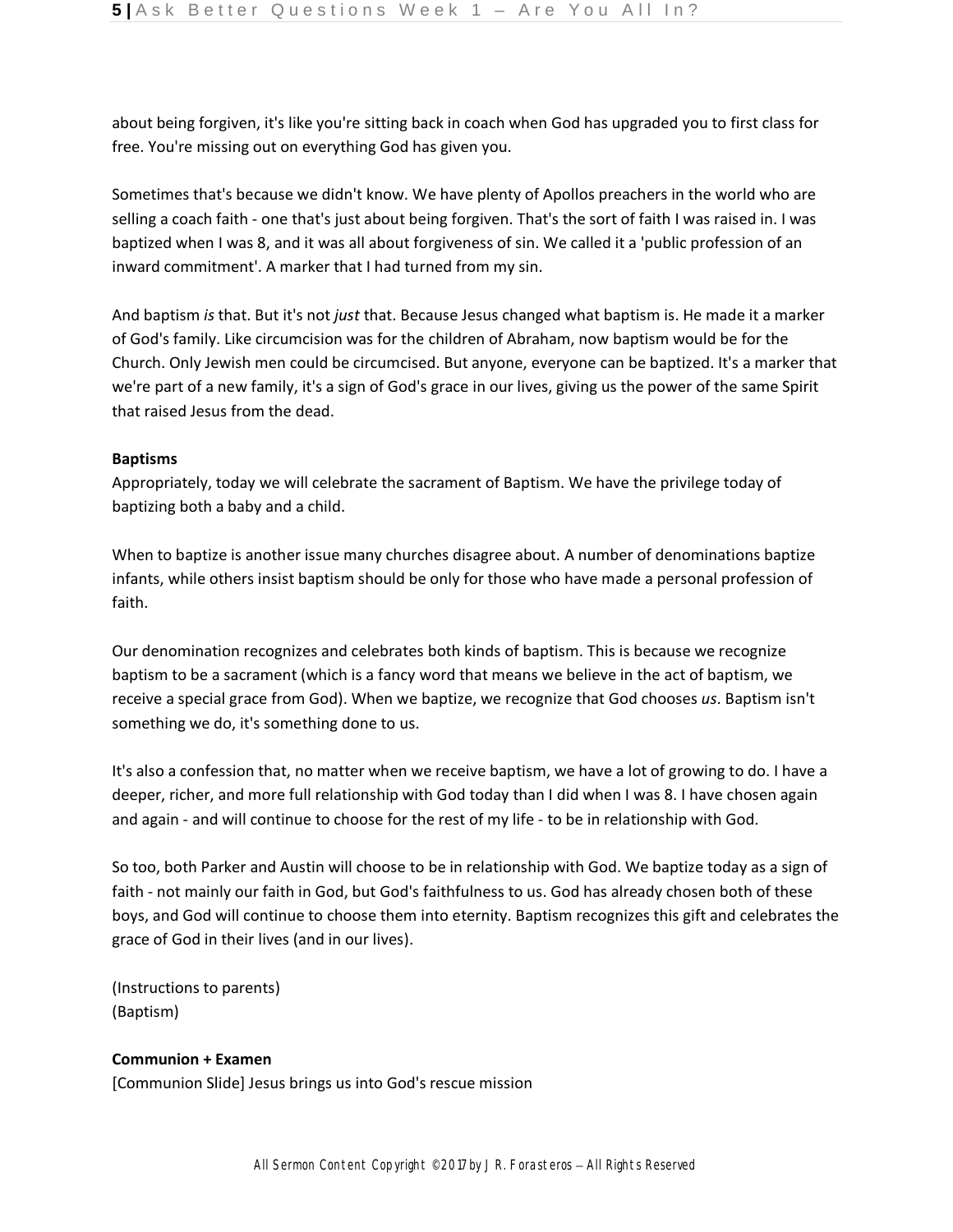about being forgiven, it's like you're sitting back in coach when God has upgraded you to first class for free. You're missing out on everything God has given you.

Sometimes that's because we didn't know. We have plenty of Apollos preachers in the world who are selling a coach faith - one that's just about being forgiven. That's the sort of faith I was raised in. I was baptized when I was 8, and it was all about forgiveness of sin. We called it a 'public profession of an inward commitment'. A marker that I had turned from my sin.

And baptism *is* that. But it's not *just* that. Because Jesus changed what baptism is. He made it a marker of God's family. Like circumcision was for the children of Abraham, now baptism would be for the Church. Only Jewish men could be circumcised. But anyone, everyone can be baptized. It's a marker that we're part of a new family, it's a sign of God's grace in our lives, giving us the power of the same Spirit that raised Jesus from the dead.

**Baptisms**
Appropriately, today we will celebrate the sacrament of Baptism. We have the privilege today of baptizing both a baby and a child.

When to baptize is another issue many churches disagree about. A number of denominations baptize infants, while others insist baptism should be only for those who have made a personal profession of faith.

Our denomination recognizes and celebrates both kinds of baptism. This is because we recognize baptism to be a sacrament (which is a fancy word that means we believe in the act of baptism, we receive a special grace from God). When we baptize, we recognize that God chooses *us*. Baptism isn't something we do, it's something done to us.

It's also a confession that, no matter when we receive baptism, we have a lot of growing to do. I have a deeper, richer, and more full relationship with God today than I did when I was 8. I have chosen again and again - and will continue to choose for the rest of my life - to be in relationship with God.

So too, both Parker and Austin will choose to be in relationship with God. We baptize today as a sign of faith - not mainly our faith in God, but God's faithfulness to us. God has already chosen both of these boys, and God will continue to choose them into eternity. Baptism recognizes this gift and celebrates the grace of God in their lives (and in our lives).

(Instructions to parents)
(Baptism)

**Communion + Examen**
[Communion Slide] Jesus brings us into God's rescue mission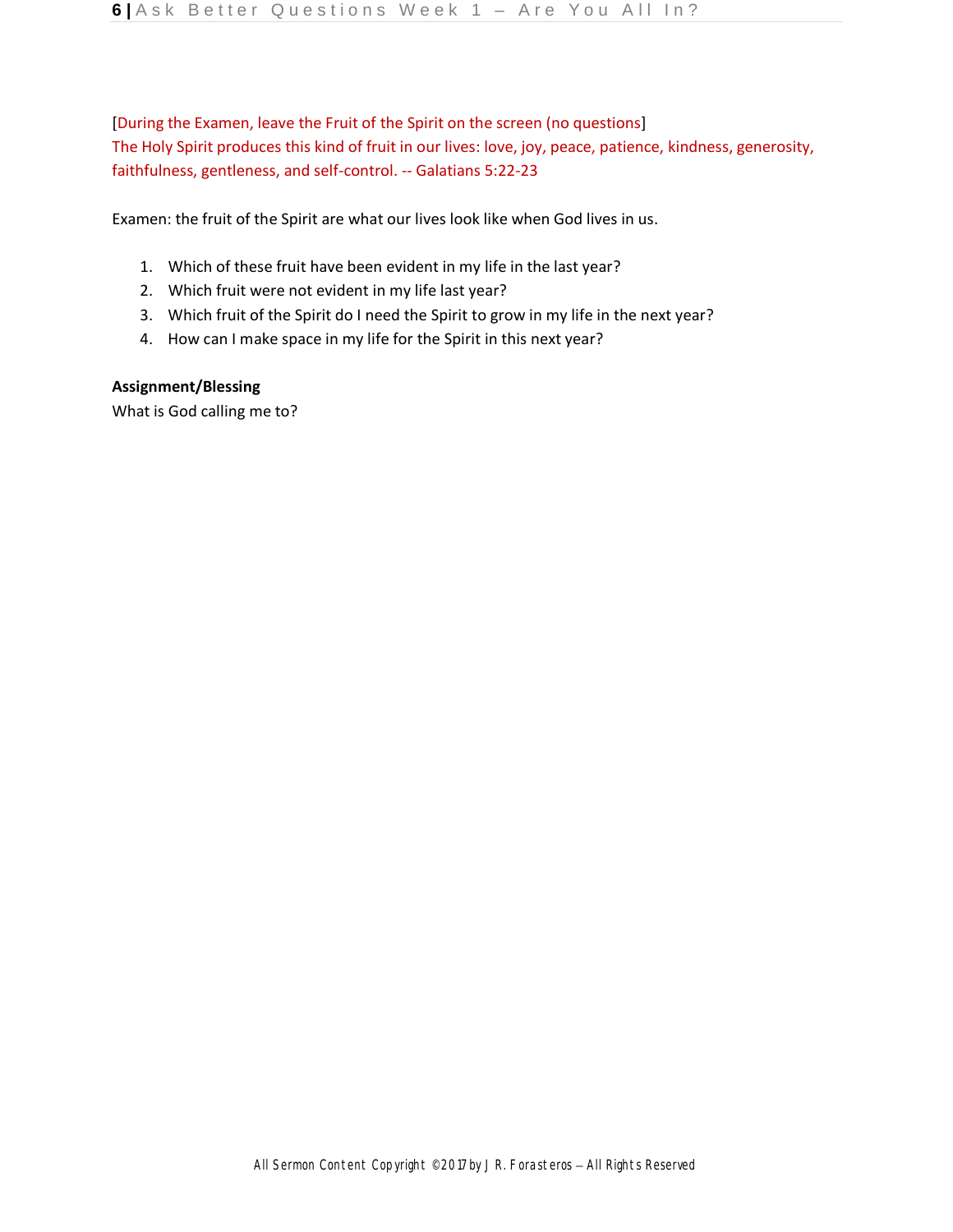[During the Examen, leave the Fruit of the Spirit on the screen (no questions]
The Holy Spirit produces this kind of fruit in our lives: love, joy, peace, patience, kindness, generosity, faithfulness, gentleness, and self-control. -- Galatians 5:22-23

Examen: the fruit of the Spirit are what our lives look like when God lives in us.

1. Which of these fruit have been evident in my life in the last year?
2. Which fruit were not evident in my life last year?
3. Which fruit of the Spirit do I need the Spirit to grow in my life in the next year?
4. How can I make space in my life for the Spirit in this next year?

**Assignment/Blessing**
What is God calling me to?